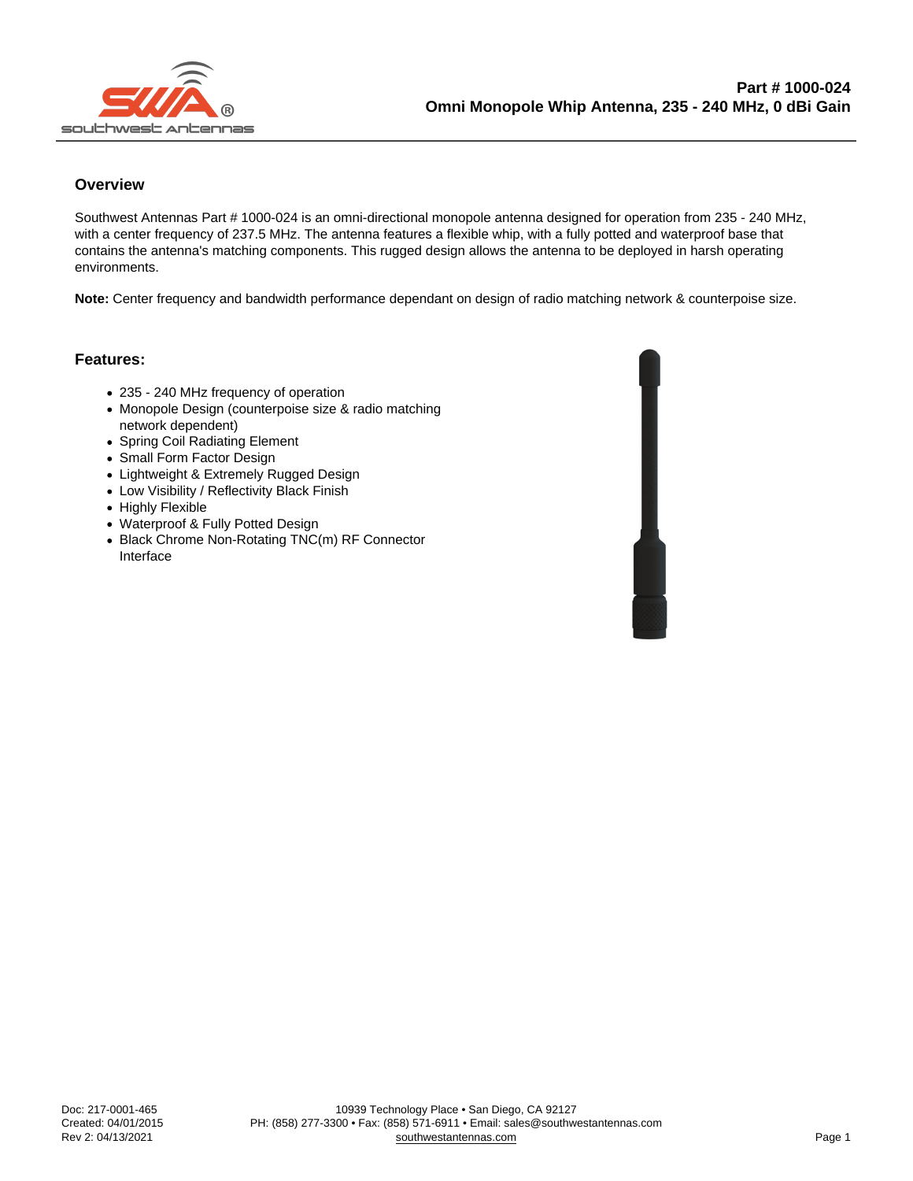# Part # 1000-024

## Omni Monopole Whip Antenna, 235 - 240 MHz, 0 dBi Gain

### Overview

Southwest Antennas Part # 1000-024 is an omni-directional monopole antenna designed for operation from 235 - 240 MHz, with a center frequency of 237.5 MHz. The antenna features a flexible whip, with a fully potted and waterproof base that contains the antenna's matching components. This rugged design allows the antenna to be deployed in harsh operating environments.

**Note:** Center frequency and bandwidth performance dependant on design of radio matching network & counterpoise size.

### Features:

- 235 - 240 MHz frequency of operation
- Monopole Design (counterpoise size & radio matching network dependent)
- Spring Coil Radiating Element
- Small Form Factor Design
- Lightweight & Extremely Rugged Design
- Low Visibility / Reflectivity Black Finish
- Highly Flexible
- Waterproof & Fully Potted Design
- Black Chrome Non-Rotating TNC(m) RF Connector Interface

Doc: 217-0001-465
Created: 04/01/2015
Rev 2: 04/13/2021

10939 Technology Place • San Diego, CA 92127
PH: (858) 277-3300 • Fax: (858) 571-6911 • Email: sales@southwestantennas.com
southwestantennas.com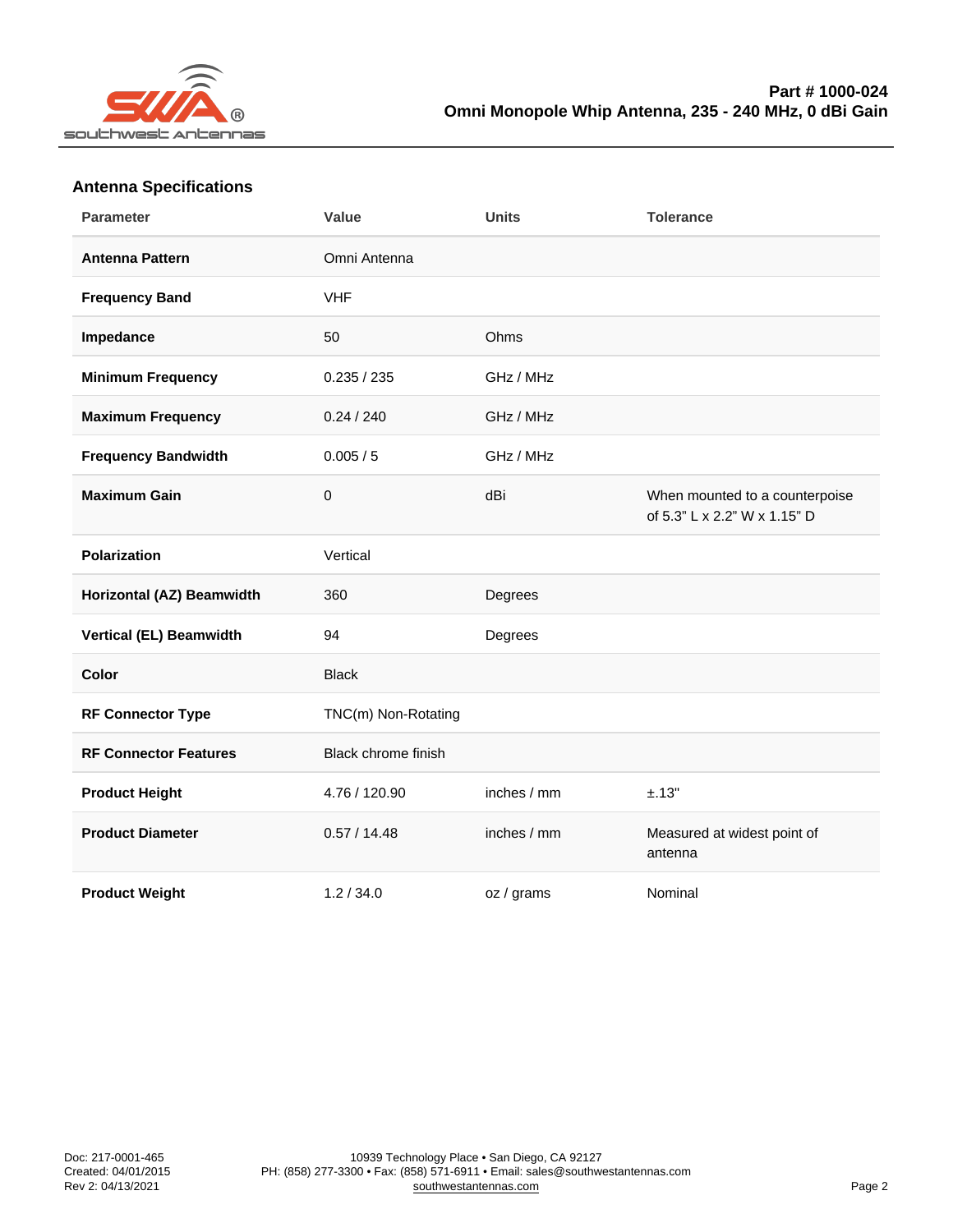# Part # 1000-024
# Omni Monopole Whip Antenna, 235 - 240 MHz, 0 dBi Gain

## Antenna Specifications

| Parameter | Value | Units | Tolerance |
|---|---|---|---|
| **Antenna Pattern** | Omni Antenna | | |
| **Frequency Band** | VHF | | |
| **Impedance** | 50 | Ohms | |
| **Minimum Frequency** | 0.235 / 235 | GHz / MHz | |
| **Maximum Frequency** | 0.24 / 240 | GHz / MHz | |
| **Frequency Bandwidth** | 0.005 / 5 | GHz / MHz | |
| **Maximum Gain** | 0 | dBi | When mounted to a counterpoise of 5.3" L x 2.2" W x 1.15" D |
| **Polarization** | Vertical | | |
| **Horizontal (AZ) Beamwidth** | 360 | Degrees | |
| **Vertical (EL) Beamwidth** | 94 | Degrees | |
| **Color** | Black | | |
| **RF Connector Type** | TNC(m) Non-Rotating | | |
| **RF Connector Features** | Black chrome finish | | |
| **Product Height** | 4.76 / 120.90 | inches / mm | ±.13" |
| **Product Diameter** | 0.57 / 14.48 | inches / mm | Measured at widest point of antenna |
| **Product Weight** | 1.2 / 34.0 | oz / grams | Nominal |

Doc: 217-0001-465
Created: 04/01/2015
Rev 2: 04/13/2021

10939 Technology Place • San Diego, CA 92127
PH: (858) 277-3300 • Fax: (858) 571-6911 • Email: sales@southwestantennas.com
southwestantennas.com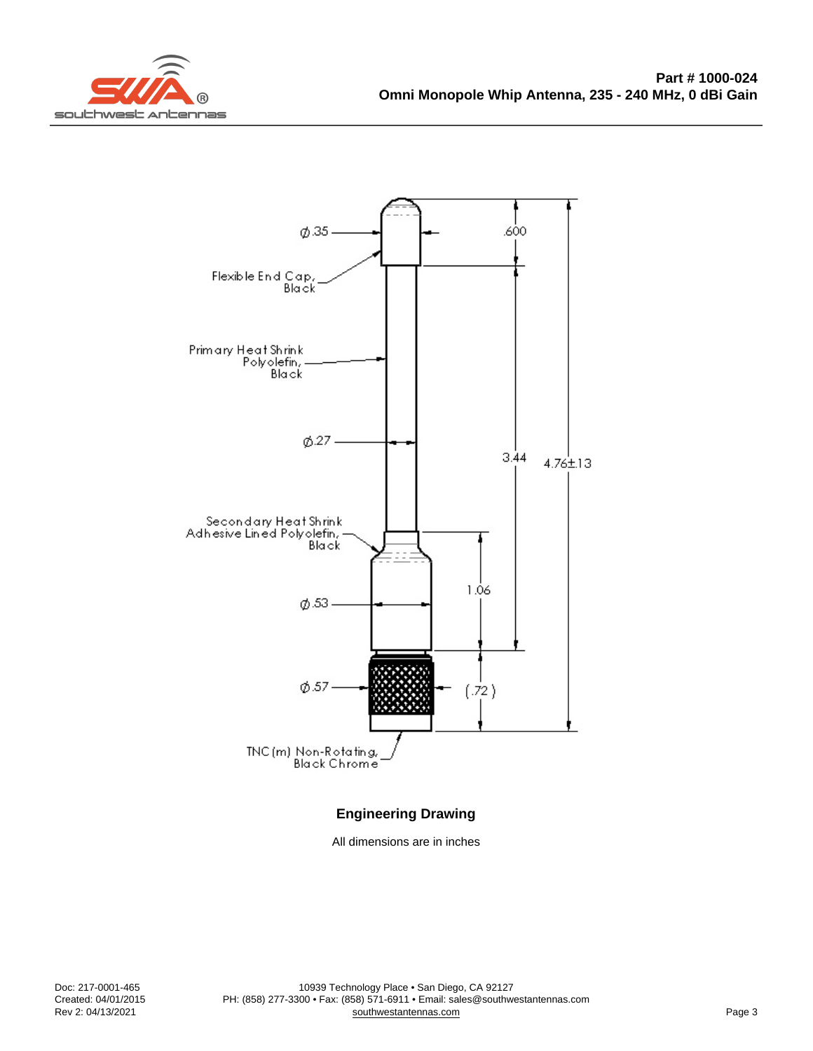**Part # 1000-024**
**Omni Monopole Whip Antenna, 235 - 240 MHz, 0 dBi Gain**

Ø.35

Flexible End Cap, Black

Primary Heat Shrink Polyolefin, Black

Ø.27

Secondary Heat Shrink Adhesive Lined Polyolefin, Black

Ø.53

Ø.57

TNC (m) Non-Rotating, Black Chrome

.600

3.44

4.76±.13

1.06

(.72)

## Engineering Drawing

All dimensions are in inches

Doc: 217-0001-465
Created: 04/01/2015
Rev 2: 04/13/2021

10939 Technology Place • San Diego, CA 92127
PH: (858) 277-3300 • Fax: (858) 571-6911 • Email: sales@southwestantennas.com
southwestantennas.com